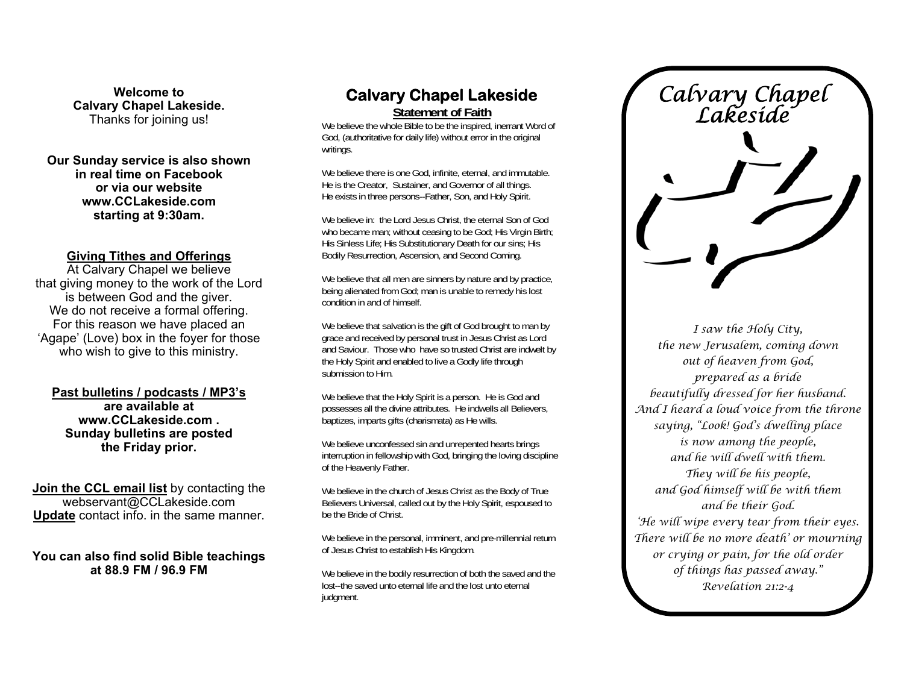**Welcome to**
**Calvary Chapel Lakeside.**
Thanks for joining us!

**Our Sunday service is also shown in real time on Facebook or via our website www.CCLakeside.com starting at 9:30am.**

**Giving Tithes and Offerings**

At Calvary Chapel we believe that giving money to the work of the Lord is between God and the giver. We do not receive a formal offering. For this reason we have placed an 'Agape' (Love) box in the foyer for those who wish to give to this ministry.

**Past bulletins / podcasts / MP3's are available at www.CCLakeside.com . Sunday bulletins are posted the Friday prior.**

**Join the CCL email list** by contacting the webservant@CCLakeside.com
**Update** contact info. in the same manner.

**You can also find solid Bible teachings at 88.9 FM / 96.9 FM**

# Calvary Chapel Lakeside

## Statement of Faith

We believe the whole Bible to be the inspired, inerrant Word of God, (authoritative for daily life) without error in the original writings.

We believe there is one God, infinite, eternal, and immutable. He is the Creator, Sustainer, and Governor of all things. He exists in three persons--Father, Son, and Holy Spirit.

We believe in: the Lord Jesus Christ, the eternal Son of God who became man; without ceasing to be God; His Virgin Birth; His Sinless Life; His Substitutionary Death for our sins; His Bodily Resurrection, Ascension, and Second Coming.

We believe that all men are sinners by nature and by practice, being alienated from God; man is unable to remedy his lost condition in and of himself.

We believe that salvation is the gift of God brought to man by grace and received by personal trust in Jesus Christ as Lord and Saviour. Those who have so trusted Christ are indwelt by the Holy Spirit and enabled to live a Godly life through submission to Him.

We believe that the Holy Spirit is a person. He is God and possesses all the divine attributes. He indwells all Believers, baptizes, imparts gifts (charismata) as He wills.

We believe unconfessed sin and unrepented hearts brings interruption in fellowship with God, bringing the loving discipline of the Heavenly Father.

We believe in the church of Jesus Christ as the Body of True Believers Universal, called out by the Holy Spirit, espoused to be the Bride of Christ.

We believe in the personal, imminent, and pre-millennial return of Jesus Christ to establish His Kingdom.

We believe in the bodily resurrection of both the saved and the lost--the saved unto eternal life and the lost unto eternal judgment.

# *Calvary Chapel Lakeside*

*I saw the Holy City,*
*the new Jerusalem, coming down*
*out of heaven from God,*
*prepared as a bride*
*beautifully dressed for her husband.*
*And I heard a loud voice from the throne*
*saying, "Look! God's dwelling place*
*is now among the people,*
*and he will dwell with them.*
*They will be his people,*
*and God himself will be with them*
*and be their God.*
*'He will wipe every tear from their eyes.*
*There will be no more death' or mourning*
*or crying or pain, for the old order*
*of things has passed away."*
*Revelation 21:2-4*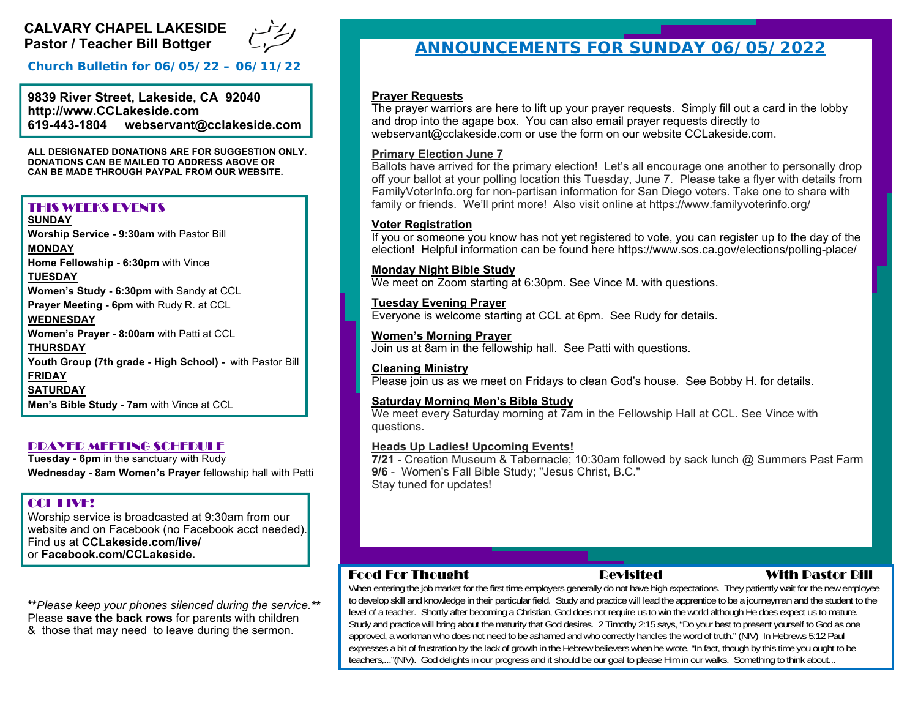# CALVARY CHAPEL LAKESIDE

**Pastor / Teacher Bill Bottger**

**Church Bulletin for 06/05/22 – 06/11/22**

**9839 River Street, Lakeside, CA 92040**
**http://www.CCLakeside.com**
**619-443-1804 webservant@cclakeside.com**

**ALL DESIGNATED DONATIONS ARE FOR SUGGESTION ONLY. DONATIONS CAN BE MAILED TO ADDRESS ABOVE OR CAN BE MADE THROUGH PAYPAL FROM OUR WEBSITE.**

## THIS WEEKS EVENTS

**SUNDAY**
**Worship Service - 9:30am** with Pastor Bill

**MONDAY**
**Home Fellowship - 6:30pm** with Vince

**TUESDAY**
**Women's Study - 6:30pm** with Sandy at CCL
**Prayer Meeting - 6pm** with Rudy R. at CCL

**WEDNESDAY**
**Women's Prayer - 8:00am** with Patti at CCL

**THURSDAY**
**Youth Group (7th grade - High School) -** with Pastor Bill

**FRIDAY**

**SATURDAY**
**Men's Bible Study - 7am** with Vince at CCL

## PRAYER MEETING SCHEDULE

**Tuesday - 6pm** in the sanctuary with Rudy
**Wednesday - 8am Women's Prayer** fellowship hall with Patti

## CCL LIVE!

Worship service is broadcasted at 9:30am from our website and on Facebook (no Facebook acct needed). Find us at **CCLakeside.com/live/** or **Facebook.com/CCLakeside.**

***Please keep your phones silenced during the service.***
Please **save the back rows** for parents with children & those that may need to leave during the sermon.

# ANNOUNCEMENTS FOR SUNDAY 06/05/2022

**Prayer Requests**
The prayer warriors are here to lift up your prayer requests. Simply fill out a card in the lobby and drop into the agape box. You can also email prayer requests directly to webservant@cclakeside.com or use the form on our website CCLakeside.com.

**Primary Election June 7**
Ballots have arrived for the primary election! Let's all encourage one another to personally drop off your ballot at your polling location this Tuesday, June 7. Please take a flyer with details from FamilyVoterInfo.org for non-partisan information for San Diego voters. Take one to share with family or friends. We'll print more! Also visit online at https://www.familyvoterinfo.org/

**Voter Registration**
If you or someone you know has not yet registered to vote, you can register up to the day of the election! Helpful information can be found here https://www.sos.ca.gov/elections/polling-place/

**Monday Night Bible Study**
We meet on Zoom starting at 6:30pm. See Vince M. with questions.

**Tuesday Evening Prayer**
Everyone is welcome starting at CCL at 6pm. See Rudy for details.

**Women's Morning Prayer**
Join us at 8am in the fellowship hall. See Patti with questions.

**Cleaning Ministry**
Please join us as we meet on Fridays to clean God's house. See Bobby H. for details.

**Saturday Morning Men's Bible Study**
We meet every Saturday morning at 7am in the Fellowship Hall at CCL. See Vince with questions.

**Heads Up Ladies! Upcoming Events!**
**7/21** - Creation Museum & Tabernacle; 10:30am followed by sack lunch @ Summers Past Farm
**9/6** - Women's Fall Bible Study; "Jesus Christ, B.C."
Stay tuned for updates!

## Food For Thought Revisited With Pastor Bill

When entering the job market for the first time employers generally do not have high expectations. They patiently wait for the new employee to develop skill and knowledge in their particular field. Study and practice will lead the apprentice to be a journeyman and the student to the level of a teacher. Shortly after becoming a Christian, God does not require us to win the world although He does expect us to mature. Study and practice will bring about the maturity that God desires. 2 Timothy 2:15 says, "Do your best to present yourself to God as one approved, a workman who does not need to be ashamed and who correctly handles the word of truth." (NIV) In Hebrews 5:12 Paul expresses a bit of frustration by the lack of growth in the Hebrew believers when he wrote, "In fact, though by this time you ought to be teachers,..."(NIV). God delights in our progress and it should be our goal to please Him in our walks. Something to think about...